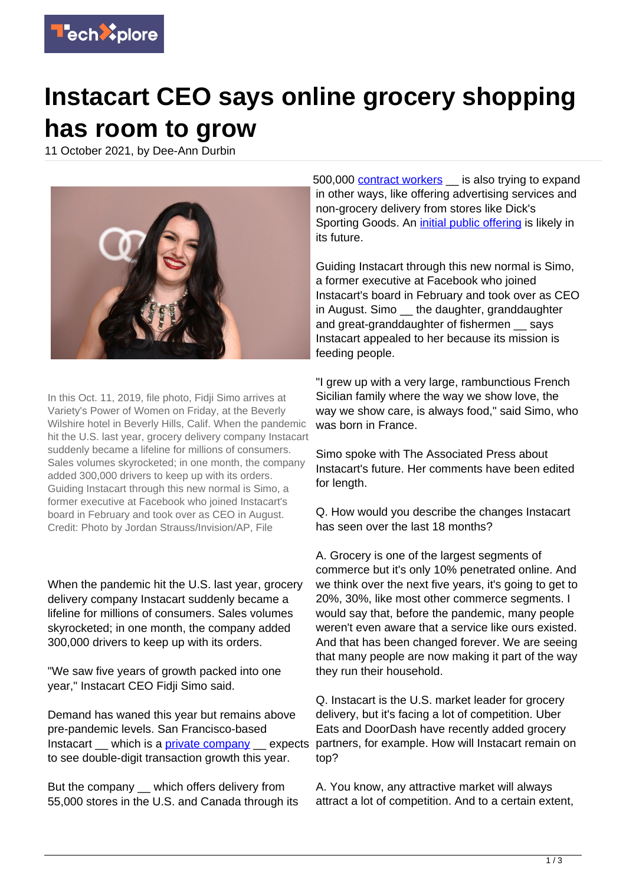# Instacart CEO says online grocery shopping has room to grow

11 October 2021, by Dee-Ann Durbin

In this Oct. 11, 2019, file photo, Fidji Simo arrives at Variety's Power of Women on Friday, at the Beverly Wilshire hotel in Beverly Hills, Calif. When the pandemic hit the U.S. last year, grocery delivery company Instacart suddenly became a lifeline for millions of consumers. Sales volumes skyrocketed; in one month, the company added 300,000 drivers to keep up with its orders. Guiding Instacart through this new normal is Simo, a former executive at Facebook who joined Instacart's board in February and took over as CEO in August. Credit: Photo by Jordan Strauss/Invision/AP, File

When the pandemic hit the U.S. last year, grocery delivery company Instacart suddenly became a lifeline for millions of consumers. Sales volumes skyrocketed; in one month, the company added 300,000 drivers to keep up with its orders.

"We saw five years of growth packed into one year," Instacart CEO Fidji Simo said.

Demand has waned this year but remains above pre-pandemic levels. San Francisco-based Instacart __ which is a private company __ expects to see double-digit transaction growth this year.

But the company __ which offers delivery from 55,000 stores in the U.S. and Canada through its 500,000 contract workers __ is also trying to expand in other ways, like offering advertising services and non-grocery delivery from stores like Dick's Sporting Goods. An initial public offering is likely in its future.

Guiding Instacart through this new normal is Simo, a former executive at Facebook who joined Instacart's board in February and took over as CEO in August. Simo __ the daughter, granddaughter and great-granddaughter of fishermen __ says Instacart appealed to her because its mission is feeding people.

"I grew up with a very large, rambunctious French Sicilian family where the way we show love, the way we show care, is always food," said Simo, who was born in France.

Simo spoke with The Associated Press about Instacart's future. Her comments have been edited for length.

Q. How would you describe the changes Instacart has seen over the last 18 months?

A. Grocery is one of the largest segments of commerce but it's only 10% penetrated online. And we think over the next five years, it's going to get to 20%, 30%, like most other commerce segments. I would say that, before the pandemic, many people weren't even aware that a service like ours existed. And that has been changed forever. We are seeing that many people are now making it part of the way they run their household.

Q. Instacart is the U.S. market leader for grocery delivery, but it's facing a lot of competition. Uber Eats and DoorDash have recently added grocery partners, for example. How will Instacart remain on top?

A. You know, any attractive market will always attract a lot of competition. And to a certain extent,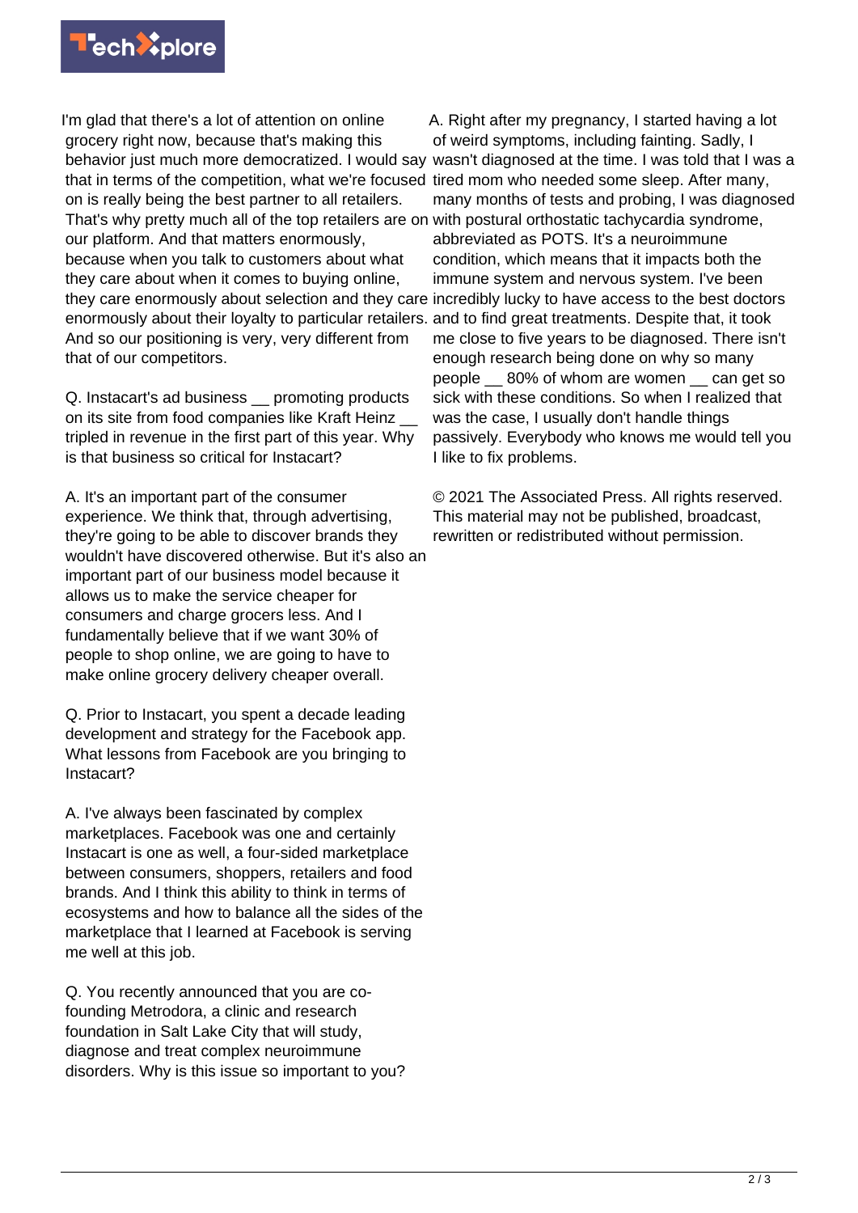I'm glad that there's a lot of attention on online grocery right now, because that's making this behavior just much more democratized. I would say that in terms of the competition, what we're focused on is really being the best partner to all retailers. That's why pretty much all of the top retailers are on our platform. And that matters enormously, because when you talk to customers about what they care about when it comes to buying online, they care enormously about selection and they care enormously about their loyalty to particular retailers. And so our positioning is very, very different from that of our competitors.

Q. Instacart's ad business __ promoting products on its site from food companies like Kraft Heinz __ tripled in revenue in the first part of this year. Why is that business so critical for Instacart?

A. It's an important part of the consumer experience. We think that, through advertising, they're going to be able to discover brands they wouldn't have discovered otherwise. But it's also an important part of our business model because it allows us to make the service cheaper for consumers and charge grocers less. And I fundamentally believe that if we want 30% of people to shop online, we are going to have to make online grocery delivery cheaper overall.

Q. Prior to Instacart, you spent a decade leading development and strategy for the Facebook app. What lessons from Facebook are you bringing to Instacart?

A. I've always been fascinated by complex marketplaces. Facebook was one and certainly Instacart is one as well, a four-sided marketplace between consumers, shoppers, retailers and food brands. And I think this ability to think in terms of ecosystems and how to balance all the sides of the marketplace that I learned at Facebook is serving me well at this job.

Q. You recently announced that you are co-founding Metrodora, a clinic and research foundation in Salt Lake City that will study, diagnose and treat complex neuroimmune disorders. Why is this issue so important to you?

A. Right after my pregnancy, I started having a lot of weird symptoms, including fainting. Sadly, I wasn't diagnosed at the time. I was told that I was a tired mom who needed some sleep. After many, many months of tests and probing, I was diagnosed with postural orthostatic tachycardia syndrome, abbreviated as POTS. It's a neuroimmune condition, which means that it impacts both the immune system and nervous system. I've been incredibly lucky to have access to the best doctors and to find great treatments. Despite that, it took me close to five years to be diagnosed. There isn't enough research being done on why so many people __ 80% of whom are women __ can get so sick with these conditions. So when I realized that was the case, I usually don't handle things passively. Everybody who knows me would tell you I like to fix problems.

© 2021 The Associated Press. All rights reserved. This material may not be published, broadcast, rewritten or redistributed without permission.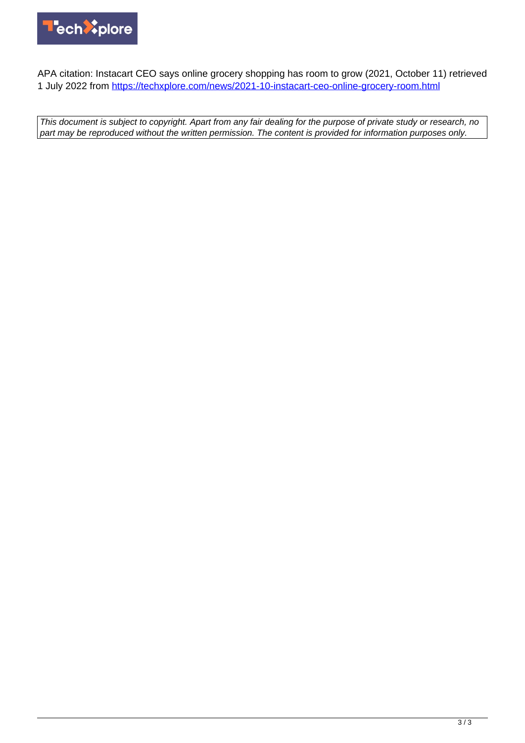APA citation: Instacart CEO says online grocery shopping has room to grow (2021, October 11) retrieved 1 July 2022 from https://techxplore.com/news/2021-10-instacart-ceo-online-grocery-room.html

*This document is subject to copyright. Apart from any fair dealing for the purpose of private study or research, no part may be reproduced without the written permission. The content is provided for information purposes only.*